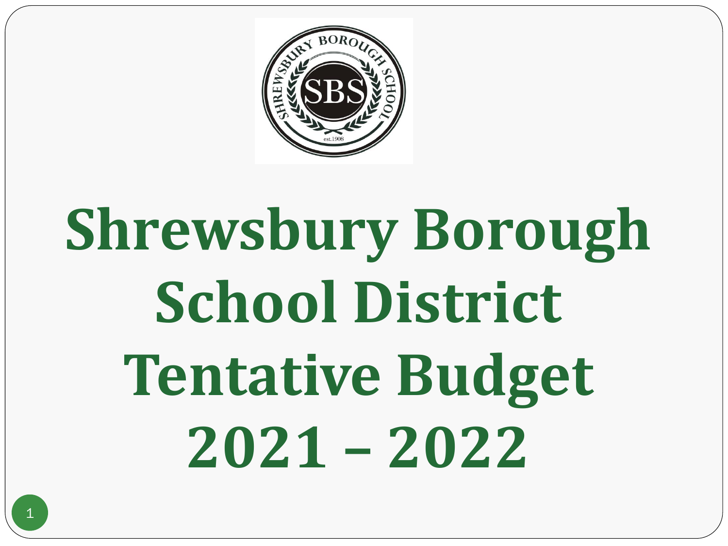# Shrewsbury Borough School District Tentative Budget 2021 – 2022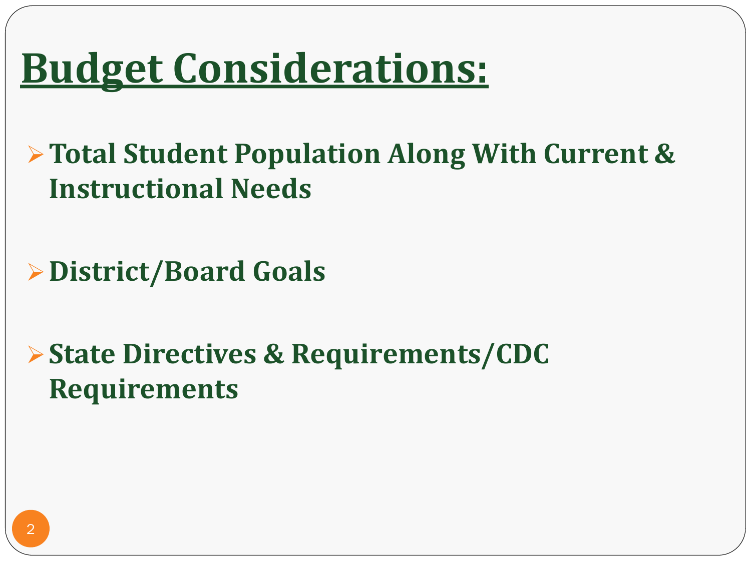# Budget Considerations:

- **Total Student Population Along With Current & Instructional Needs**

- **District/Board Goals**

- **State Directives & Requirements/CDC Requirements**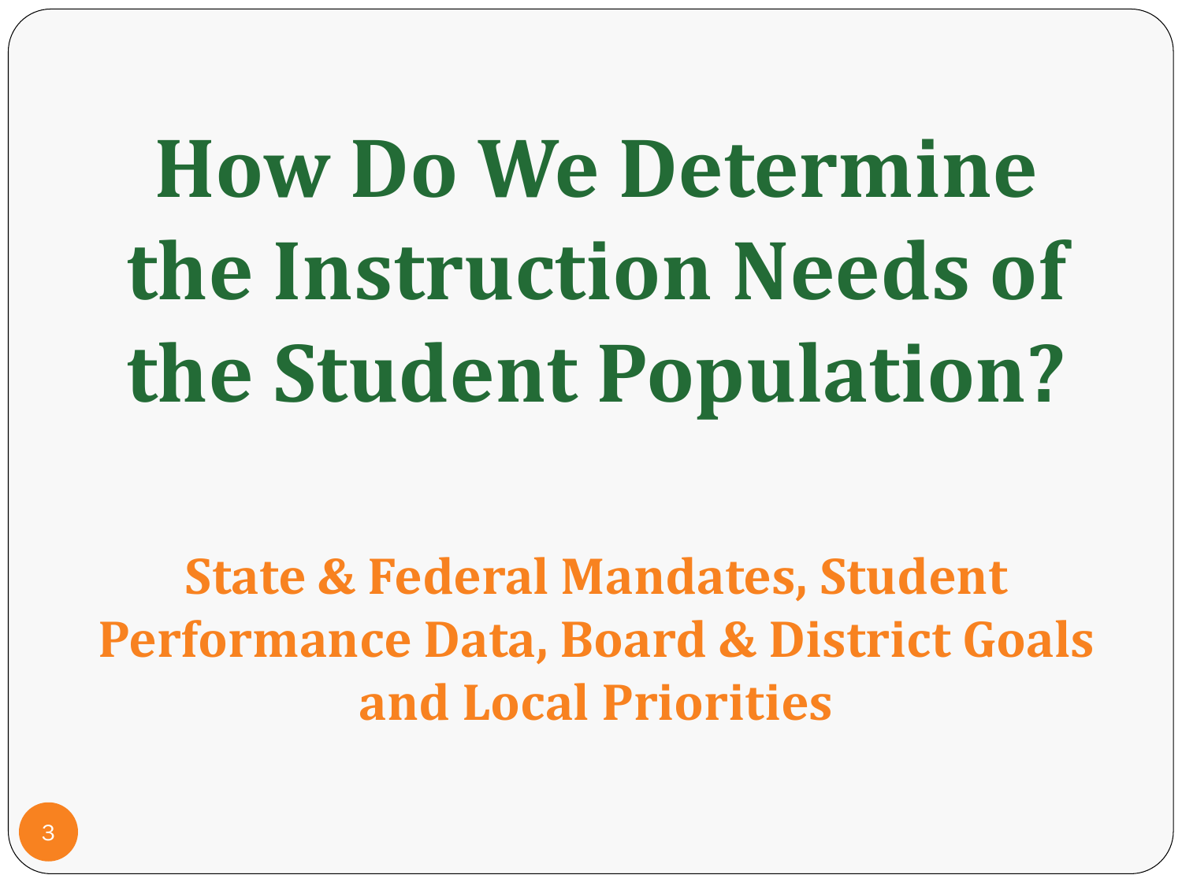# How Do We Determine the Instruction Needs of the Student Population?

**State & Federal Mandates, Student Performance Data, Board & District Goals and Local Priorities**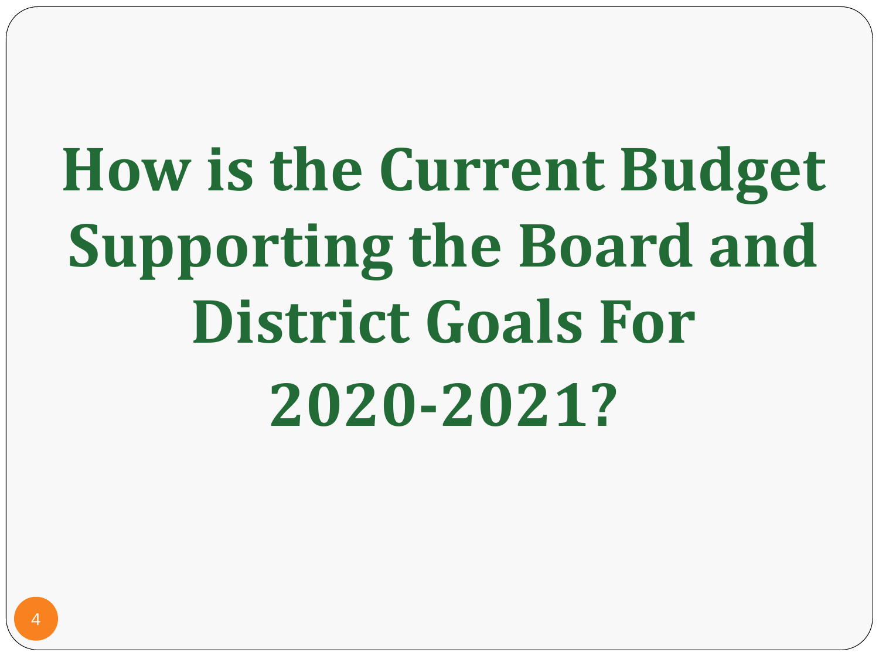# How is the Current Budget Supporting the Board and District Goals For 2020-2021?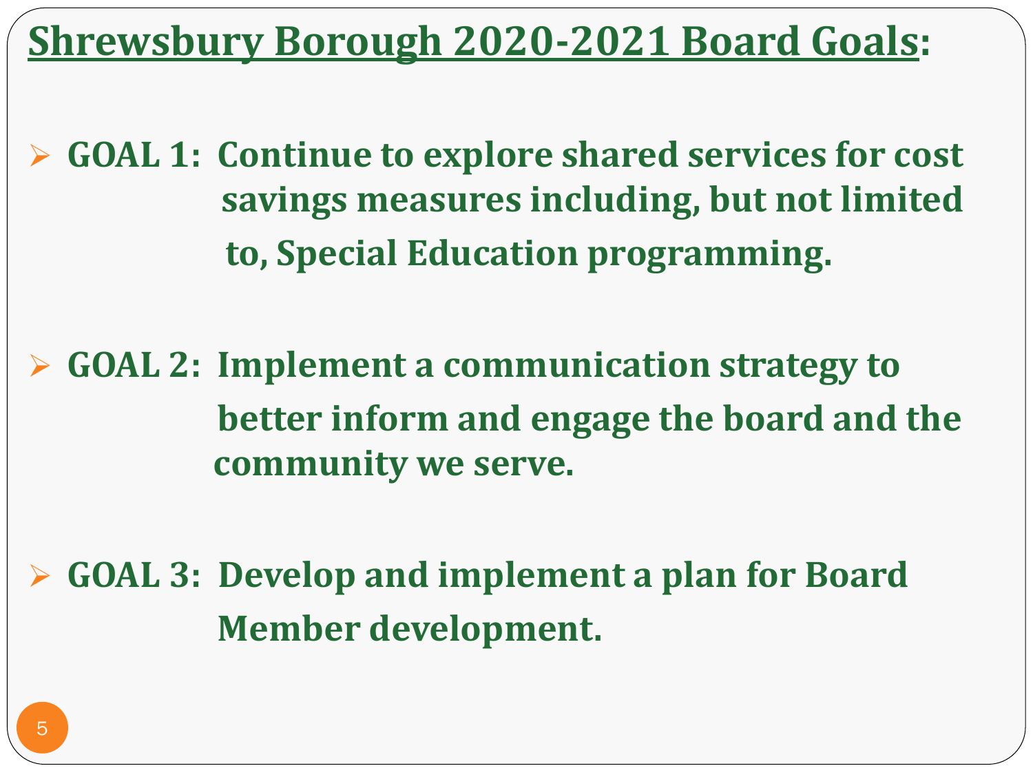# Shrewsbury Borough 2020-2021 Board Goals:

- **GOAL 1: Continue to explore shared services for cost savings measures including, but not limited to, Special Education programming.**

- **GOAL 2: Implement a communication strategy to better inform and engage the board and the community we serve.**

- **GOAL 3: Develop and implement a plan for Board Member development.**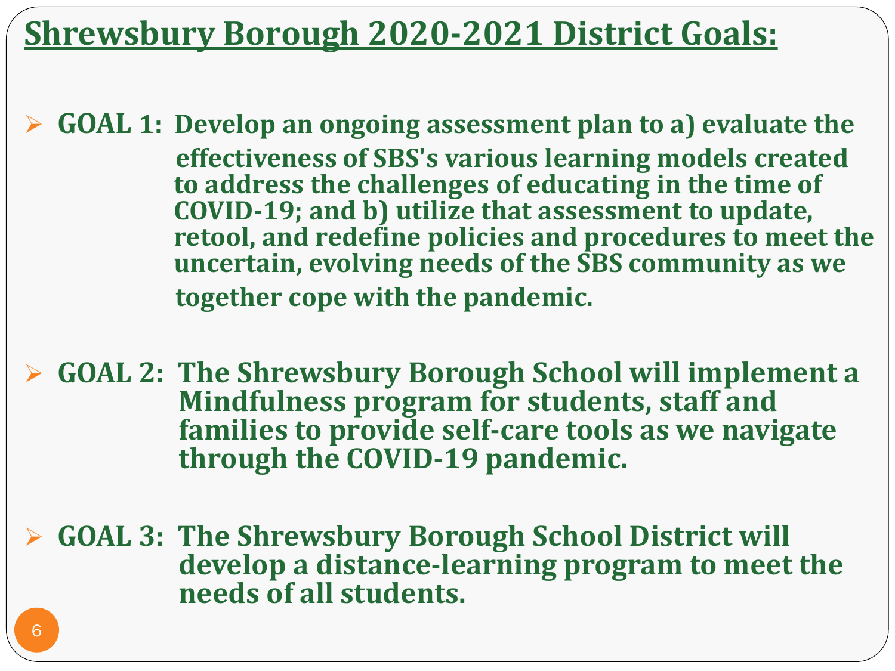# Shrewsbury Borough 2020-2021 District Goals:

- **GOAL 1: Develop an ongoing assessment plan to a) evaluate the effectiveness of SBS's various learning models created to address the challenges of educating in the time of COVID-19; and b) utilize that assessment to update, retool, and redefine policies and procedures to meet the uncertain, evolving needs of the SBS community as we together cope with the pandemic.**

- **GOAL 2: The Shrewsbury Borough School will implement a Mindfulness program for students, staff and families to provide self-care tools as we navigate through the COVID-19 pandemic.**

- **GOAL 3: The Shrewsbury Borough School District will develop a distance-learning program to meet the needs of all students.**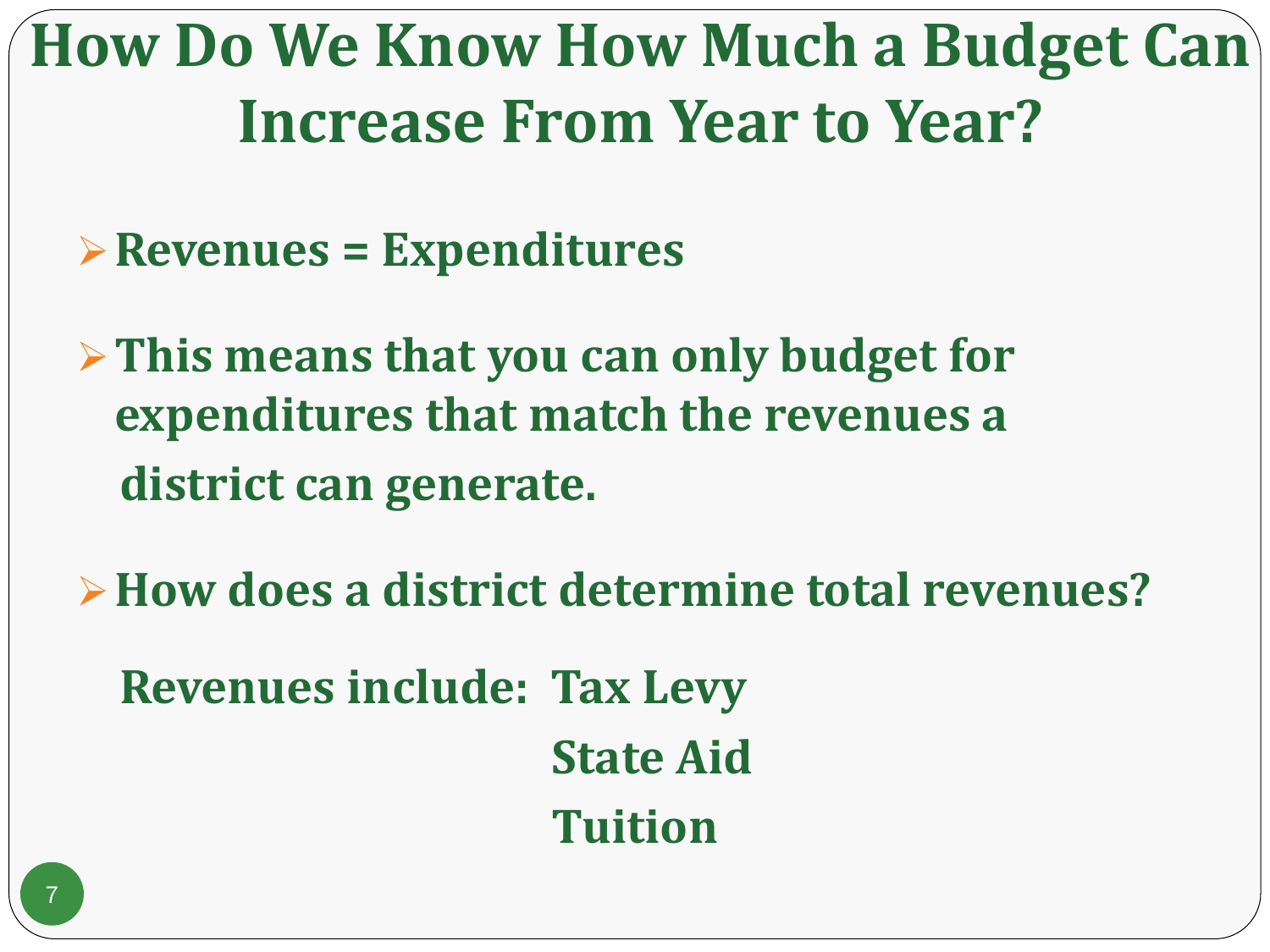# How Do We Know How Much a Budget Can Increase From Year to Year?

- **Revenues = Expenditures**
- **This means that you can only budget for expenditures that match the revenues a district can generate.**
- **How does a district determine total revenues?**

**Revenues include:** **Tax Levy**
**State Aid**
**Tuition**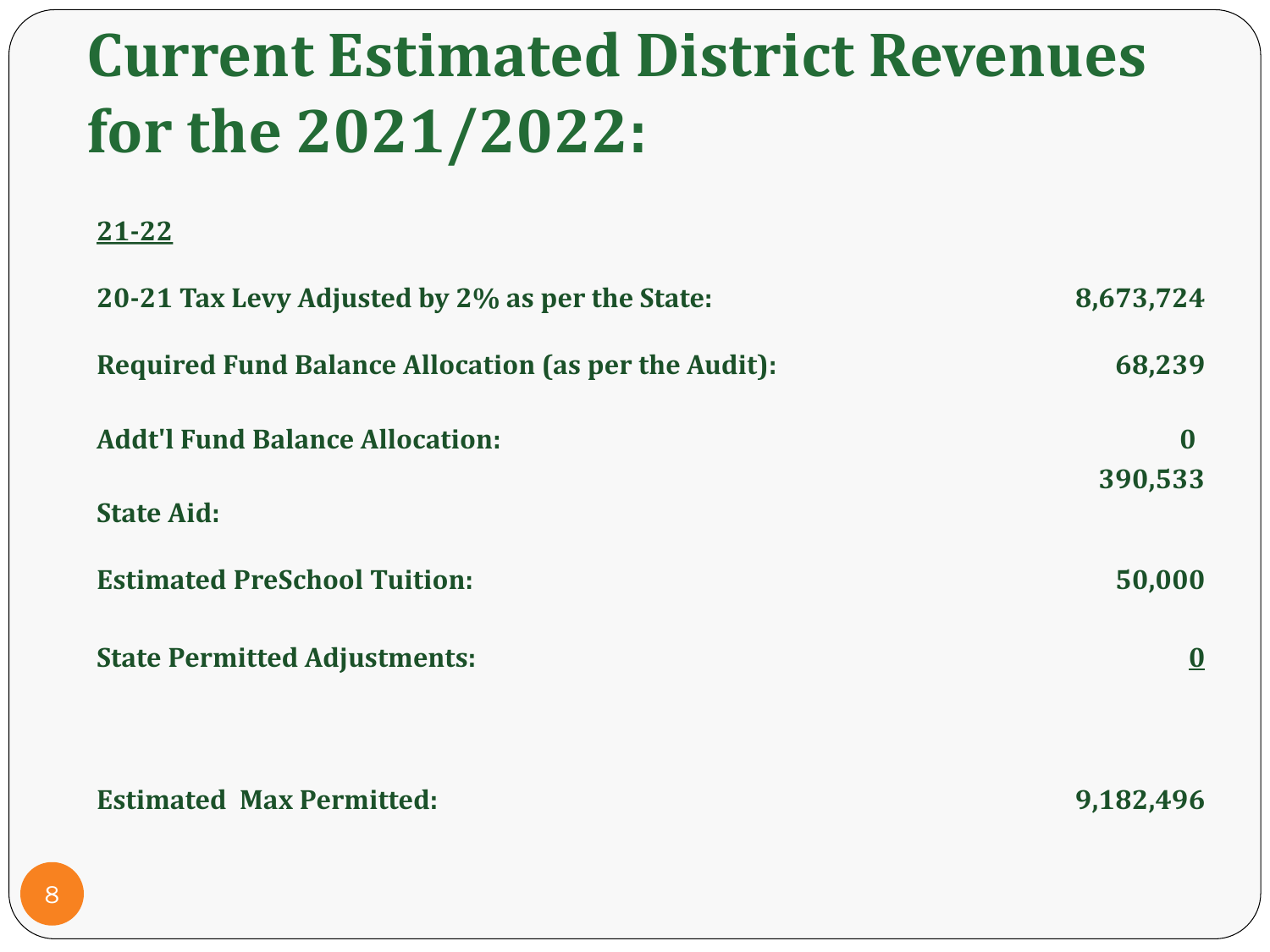# Current Estimated District Revenues for the 2021/2022:

| 21-22 | |
|---|---|
| 20-21 Tax Levy Adjusted by 2% as per the State: | 8,673,724 |
| Required Fund Balance Allocation (as per the Audit): | 68,239 |
| Addt'l Fund Balance Allocation: | 0 |
| State Aid: | 390,533 |
| Estimated PreSchool Tuition: | 50,000 |
| State Permitted Adjustments: | 0 |
| Estimated Max Permitted: | 9,182,496 |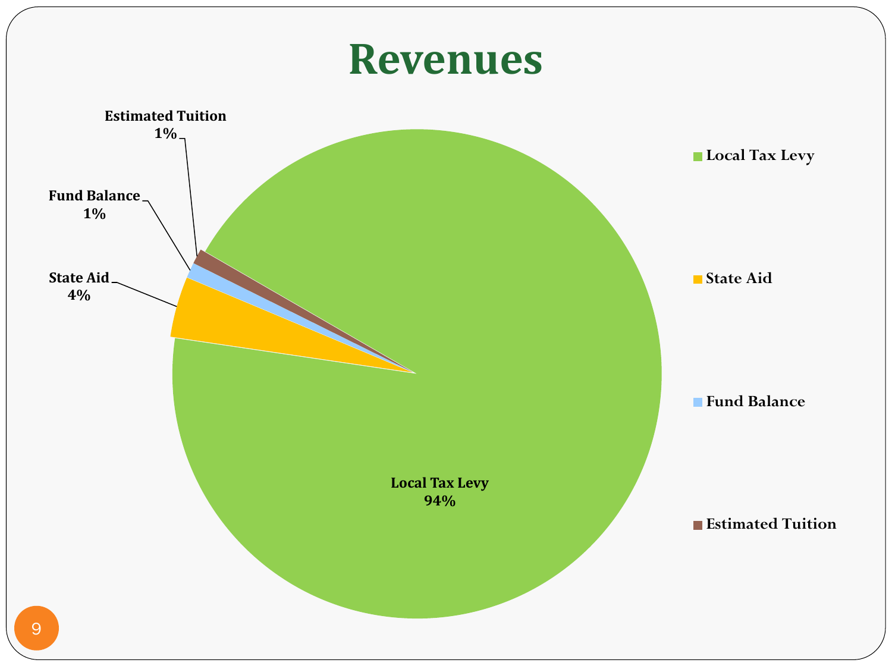# Revenues

| Revenue Source | Percentage |
| --- | --- |
| Local Tax Levy | 94% |
| State Aid | 4% |
| Fund Balance | 1% |
| Estimated Tuition | 1% |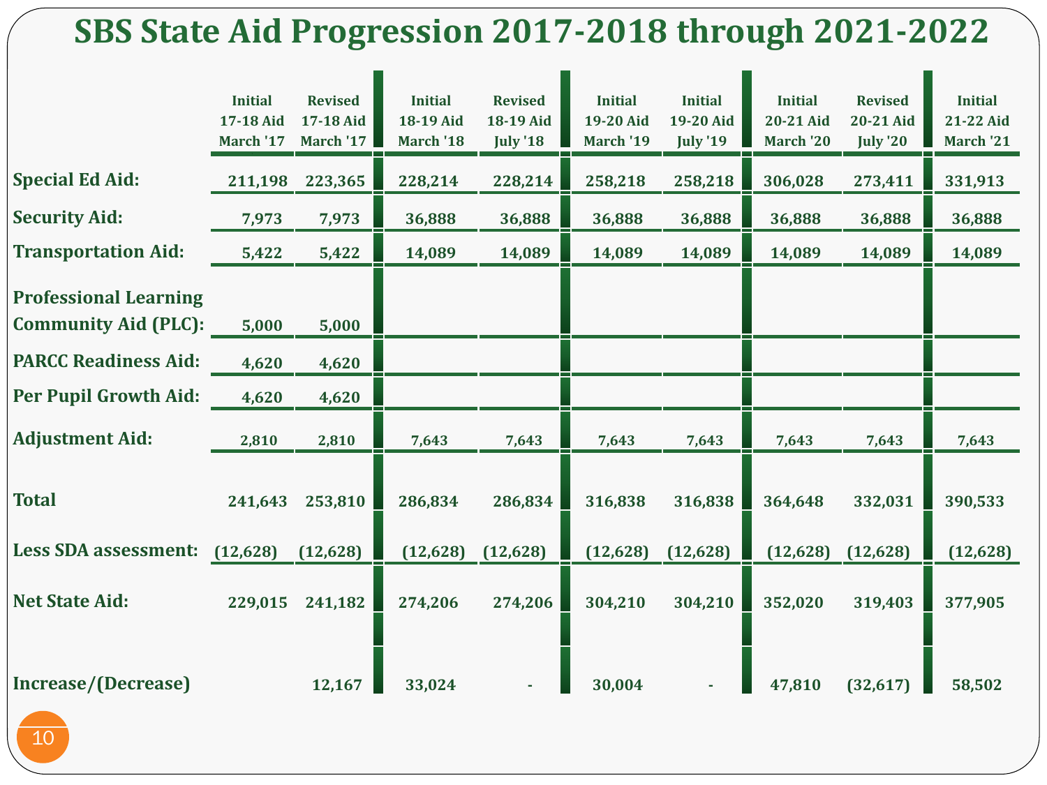# SBS State Aid Progression 2017-2018 through 2021-2022

| | Initial 17-18 Aid March '17 | Revised 17-18 Aid March '17 | Initial 18-19 Aid March '18 | Revised 18-19 Aid July '18 | Initial 19-20 Aid March '19 | Initial 19-20 Aid July '19 | Initial 20-21 Aid March '20 | Revised 20-21 Aid July '20 | Initial 21-22 Aid March '21 |
|---|---|---|---|---|---|---|---|---|---|
| **Special Ed Aid:** | 211,198 | 223,365 | 228,214 | 228,214 | 258,218 | 258,218 | 306,028 | 273,411 | 331,913 |
| **Security Aid:** | 7,973 | 7,973 | 36,888 | 36,888 | 36,888 | 36,888 | 36,888 | 36,888 | 36,888 |
| **Transportation Aid:** | 5,422 | 5,422 | 14,089 | 14,089 | 14,089 | 14,089 | 14,089 | 14,089 | 14,089 |
| **Professional Learning Community Aid (PLC):** | 5,000 | 5,000 | | | | | | | |
| **PARCC Readiness Aid:** | 4,620 | 4,620 | | | | | | | |
| **Per Pupil Growth Aid:** | 4,620 | 4,620 | | | | | | | |
| **Adjustment Aid:** | 2,810 | 2,810 | 7,643 | 7,643 | 7,643 | 7,643 | 7,643 | 7,643 | 7,643 |
| **Total** | 241,643 | 253,810 | 286,834 | 286,834 | 316,838 | 316,838 | 364,648 | 332,031 | 390,533 |
| **Less SDA assessment:** | (12,628) | (12,628) | (12,628) | (12,628) | (12,628) | (12,628) | (12,628) | (12,628) | (12,628) |
| **Net State Aid:** | 229,015 | 241,182 | 274,206 | 274,206 | 304,210 | 304,210 | 352,020 | 319,403 | 377,905 |
| **Increase/(Decrease)** | | 12,167 | 33,024 | - | 30,004 | - | 47,810 | (32,617) | 58,502 |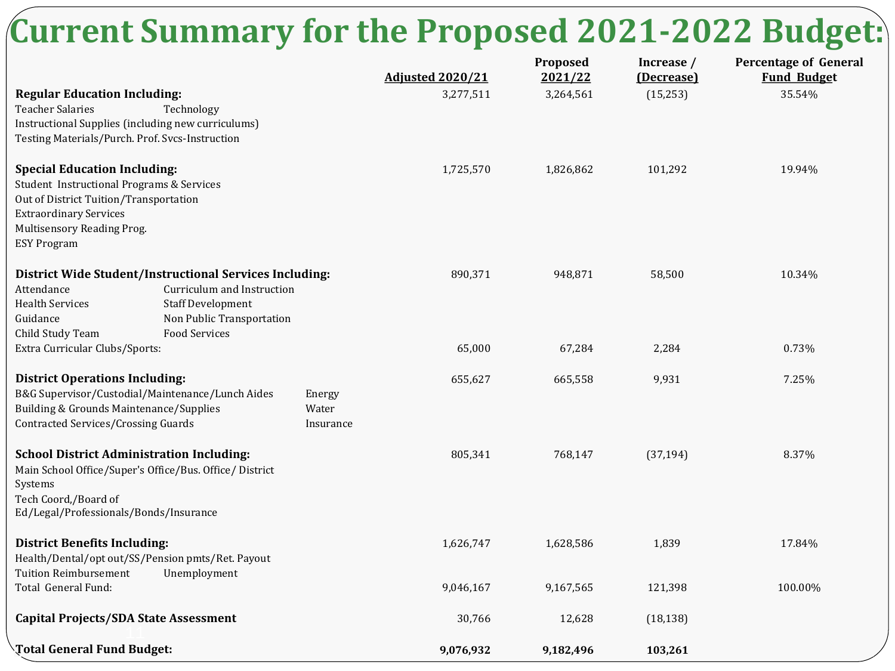# Current Summary for the Proposed 2021-2022 Budget:

| | Adjusted 2020/21 | Proposed 2021/22 | Increase / (Decrease) | Percentage of General Fund Budget |
|---|---|---|---|---|
| **Regular Education Including:**<br>Teacher Salaries<br>Technology<br>Instructional Supplies (including new curriculums)<br>Testing Materials/Purch. Prof. Svcs-Instruction | 3,277,511 | 3,264,561 | (15,253) | 35.54% |
| **Special Education Including:**<br>Student Instructional Programs & Services<br>Out of District Tuition/Transportation<br>Extraordinary Services<br>Multisensory Reading Prog.<br>ESY Program | 1,725,570 | 1,826,862 | 101,292 | 19.94% |
| **District Wide Student/Instructional Services Including:**<br>Attendance<br>Curriculum and Instruction<br>Health Services<br>Staff Development<br>Guidance<br>Non Public Transportation<br>Child Study Team<br>Food Services | 890,371 | 948,871 | 58,500 | 10.34% |
| Extra Curricular Clubs/Sports: | 65,000 | 67,284 | 2,284 | 0.73% |
| **District Operations Including:**<br>B&G Supervisor/Custodial/Maintenance/Lunch Aides<br>Energy<br>Building & Grounds Maintenance/Supplies<br>Water<br>Contracted Services/Crossing Guards<br>Insurance | 655,627 | 665,558 | 9,931 | 7.25% |
| **School District Administration Including:**<br>Main School Office/Super's Office/Bus. Office/ District Systems<br>Tech Coord,/Board of Ed/Legal/Professionals/Bonds/Insurance | 805,341 | 768,147 | (37,194) | 8.37% |
| **District Benefits Including:**<br>Health/Dental/opt out/SS/Pension pmts/Ret. Payout<br>Tuition Reimbursement<br>Unemployment | 1,626,747 | 1,628,586 | 1,839 | 17.84% |
| Total General Fund: | 9,046,167 | 9,167,565 | 121,398 | 100.00% |
| **Capital Projects/SDA State Assessment** | 30,766 | 12,628 | (18,138) | |
| **Total General Fund Budget:** | **9,076,932** | **9,182,496** | **103,261** | |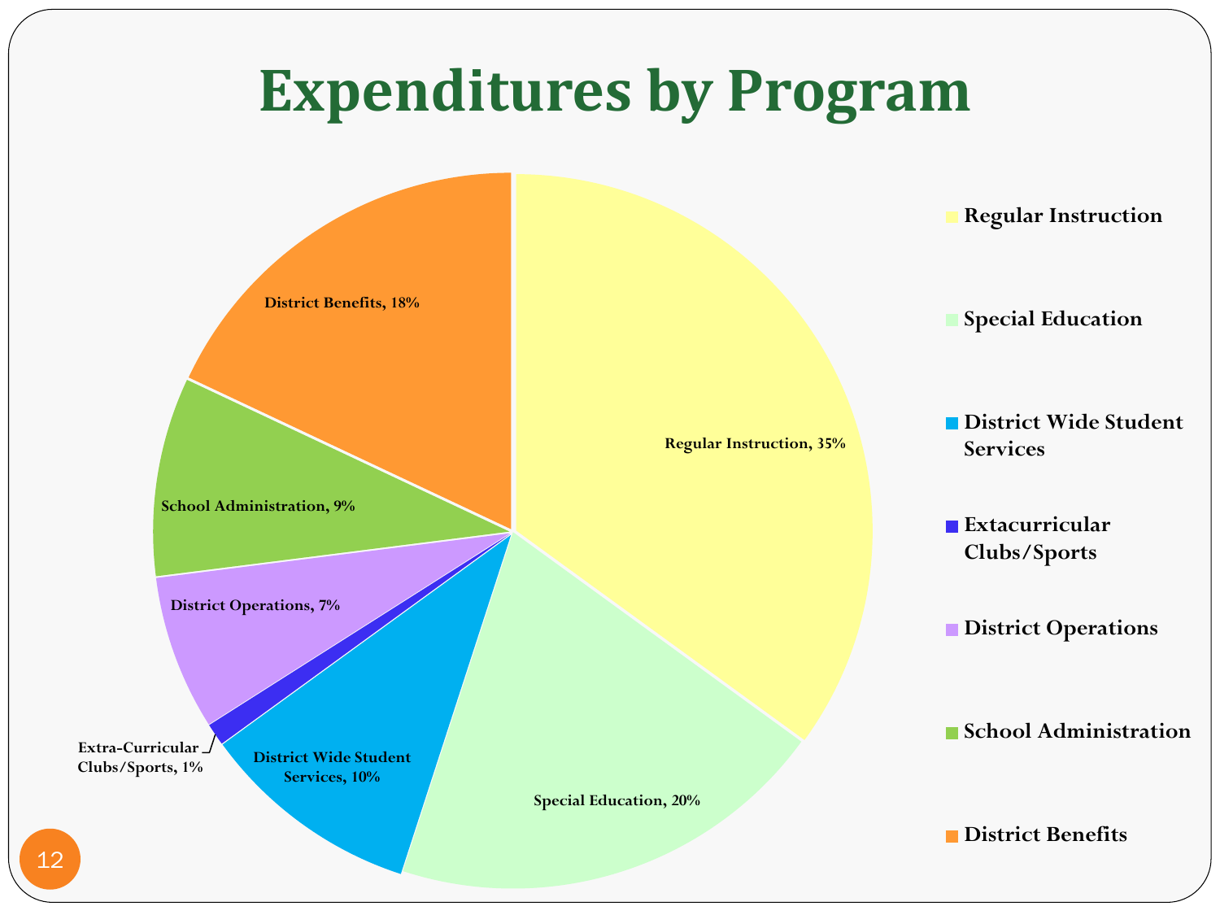# Expenditures by Program

| Program | Percentage |
| --- | --- |
| Regular Instruction | 35% |
| Special Education | 20% |
| District Wide Student Services | 10% |
| Extra-Curricular Clubs/Sports | 1% |
| District Operations | 7% |
| School Administration | 9% |
| District Benefits | 18% |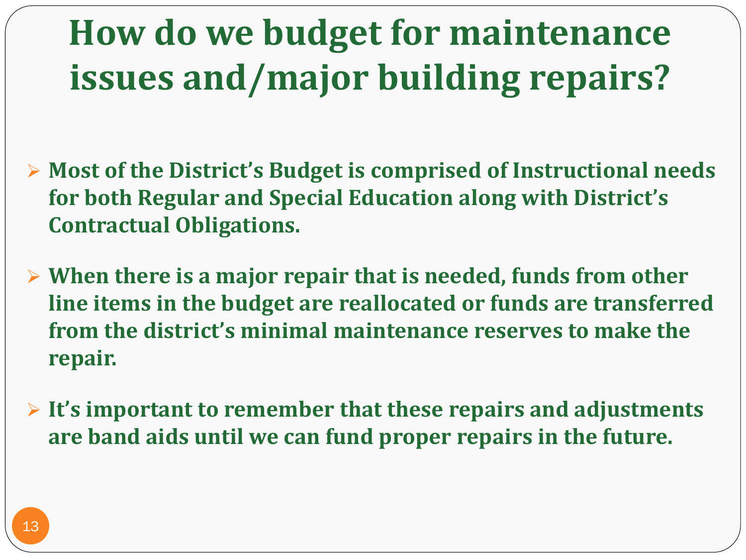# How do we budget for maintenance issues and/major building repairs?

- **Most of the District's Budget is comprised of Instructional needs for both Regular and Special Education along with District's Contractual Obligations.**

- **When there is a major repair that is needed, funds from other line items in the budget are reallocated or funds are transferred from the district's minimal maintenance reserves to make the repair.**

- **It's important to remember that these repairs and adjustments are band aids until we can fund proper repairs in the future.**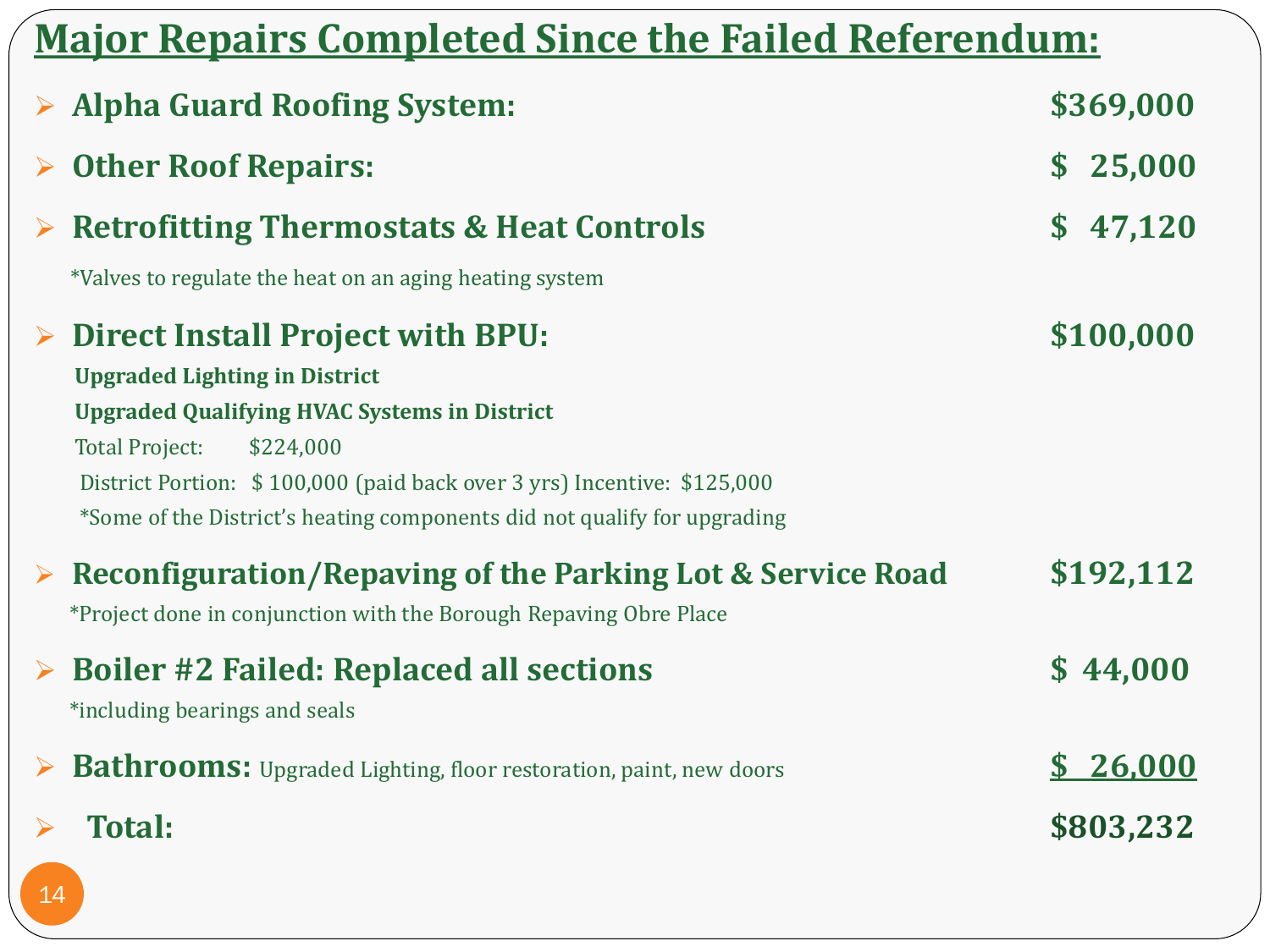# Major Repairs Completed Since the Failed Referendum:

- **Alpha Guard Roofing System:** **$369,000**
- **Other Roof Repairs:** **$ 25,000**
- **Retrofitting Thermostats & Heat Controls** **$ 47,120**

  *Valves to regulate the heat on an aging heating system

- **Direct Install Project with BPU:** **$100,000**

  **Upgraded Lighting in District**

  **Upgraded Qualifying HVAC Systems in District**

  Total Project: $224,000

  District Portion: $ 100,000 (paid back over 3 yrs) Incentive: $125,000

  *Some of the District's heating components did not qualify for upgrading

- **Reconfiguration/Repaving of the Parking Lot & Service Road** **$192,112**

  *Project done in conjunction with the Borough Repaving Obre Place

- **Boiler #2 Failed: Replaced all sections** **$ 44,000**

  *including bearings and seals

- **Bathrooms:** Upgraded Lighting, floor restoration, paint, new doors **$ 26,000**
- **Total:** **$803,232**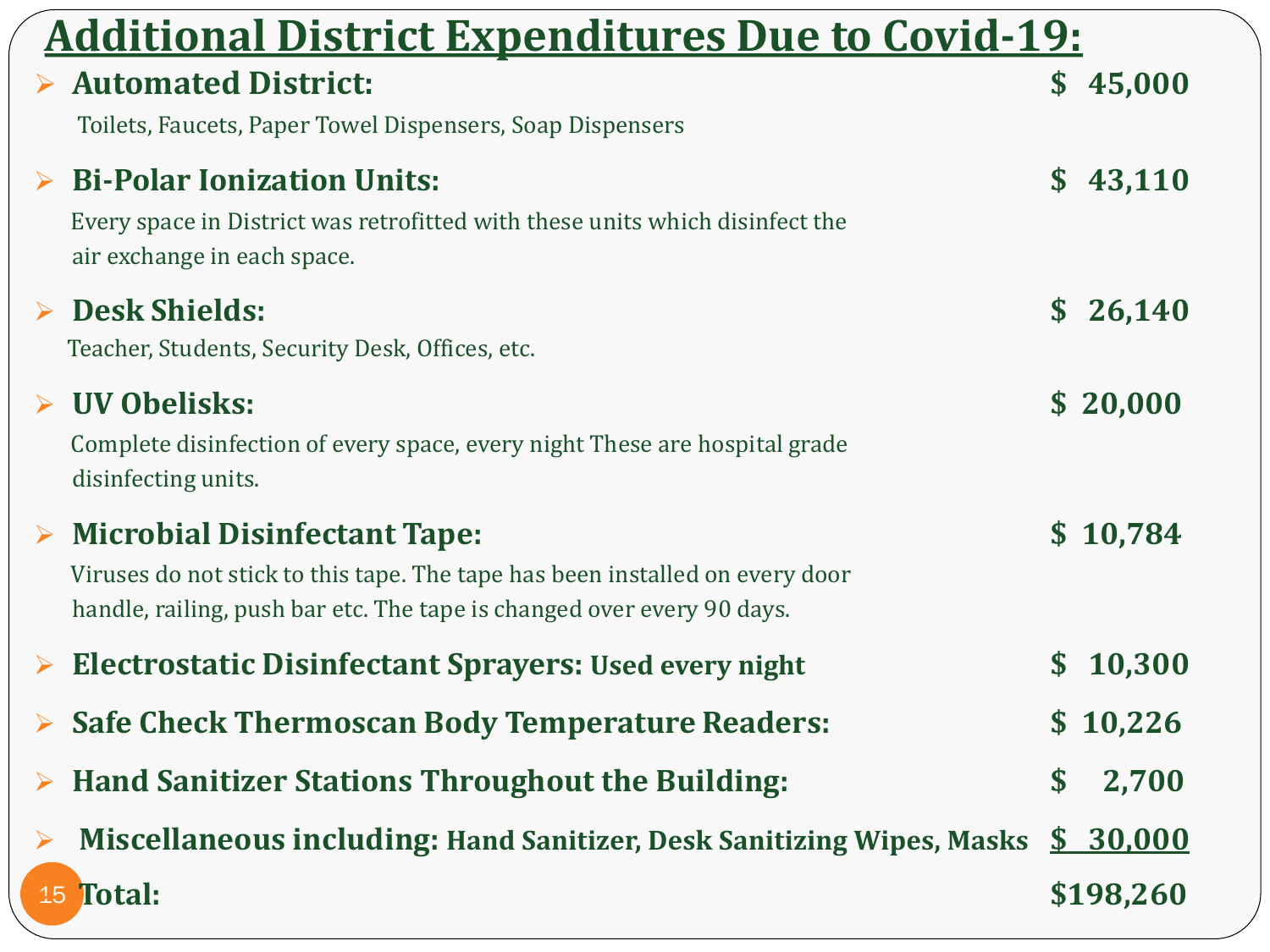# Additional District Expenditures Due to Covid-19:

| | |
|---|---|
| **Automated District:** Toilets, Faucets, Paper Towel Dispensers, Soap Dispensers | **$ 45,000** |
| **Bi-Polar Ionization Units:** Every space in District was retrofitted with these units which disinfect the air exchange in each space. | **$ 43,110** |
| **Desk Shields:** Teacher, Students, Security Desk, Offices, etc. | **$ 26,140** |
| **UV Obelisks:** Complete disinfection of every space, every night These are hospital grade disinfecting units. | **$ 20,000** |
| **Microbial Disinfectant Tape:** Viruses do not stick to this tape. The tape has been installed on every door handle, railing, push bar etc. The tape is changed over every 90 days. | **$ 10,784** |
| **Electrostatic Disinfectant Sprayers: Used every night** | **$ 10,300** |
| **Safe Check Thermoscan Body Temperature Readers:** | **$ 10,226** |
| **Hand Sanitizer Stations Throughout the Building:** | **$ 2,700** |
| **Miscellaneous including: Hand Sanitizer, Desk Sanitizing Wipes, Masks** | **$ 30,000** |
| **Total:** | **$198,260** |